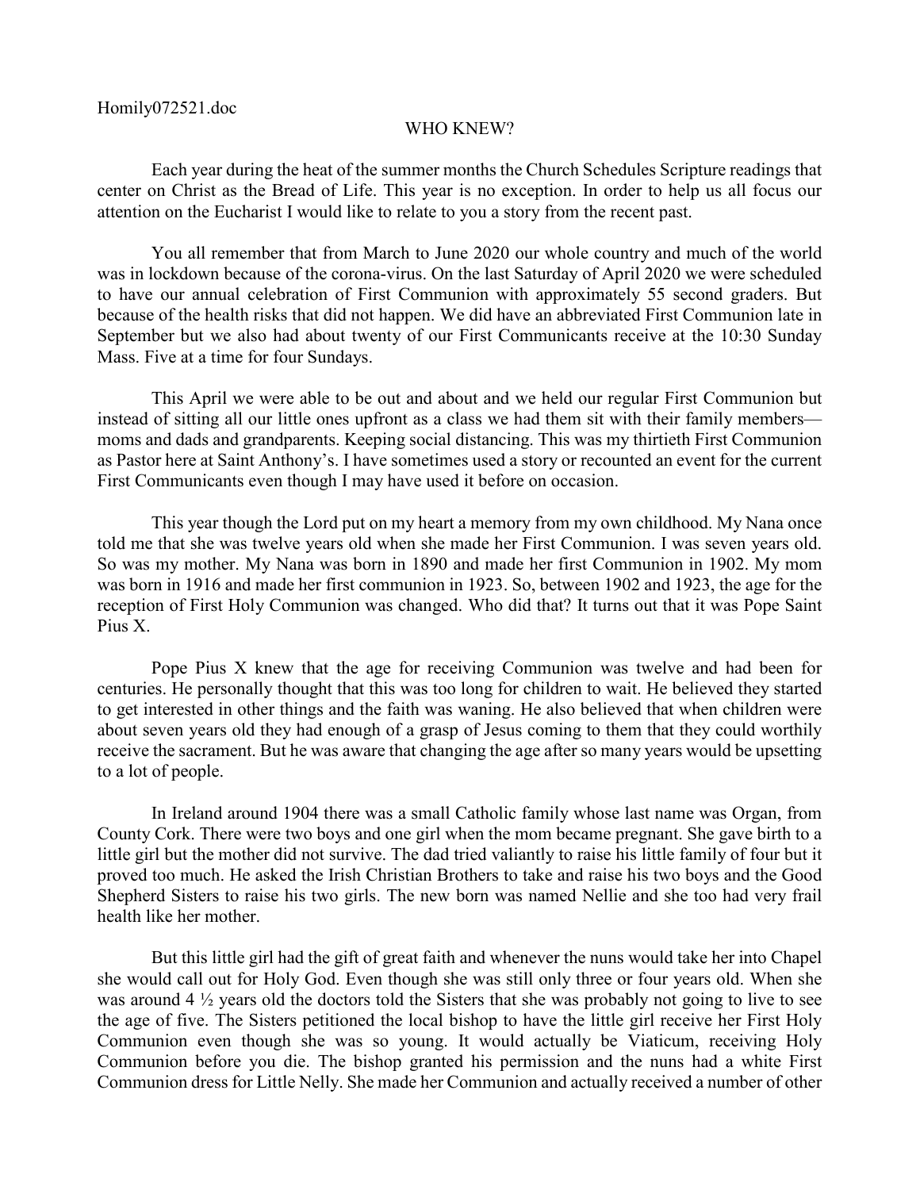Homily072521.doc

# WHO KNEW?

Each year during the heat of the summer months the Church Schedules Scripture readings that center on Christ as the Bread of Life. This year is no exception. In order to help us all focus our attention on the Eucharist I would like to relate to you a story from the recent past.

You all remember that from March to June 2020 our whole country and much of the world was in lockdown because of the corona-virus. On the last Saturday of April 2020 we were scheduled to have our annual celebration of First Communion with approximately 55 second graders. But because of the health risks that did not happen. We did have an abbreviated First Communion late in September but we also had about twenty of our First Communicants receive at the 10:30 Sunday Mass. Five at a time for four Sundays.

This April we were able to be out and about and we held our regular First Communion but instead of sitting all our little ones upfront as a class we had them sit with their family members—moms and dads and grandparents. Keeping social distancing. This was my thirtieth First Communion as Pastor here at Saint Anthony's. I have sometimes used a story or recounted an event for the current First Communicants even though I may have used it before on occasion.

This year though the Lord put on my heart a memory from my own childhood. My Nana once told me that she was twelve years old when she made her First Communion. I was seven years old. So was my mother. My Nana was born in 1890 and made her first Communion in 1902. My mom was born in 1916 and made her first communion in 1923. So, between 1902 and 1923, the age for the reception of First Holy Communion was changed. Who did that? It turns out that it was Pope Saint Pius X.

Pope Pius X knew that the age for receiving Communion was twelve and had been for centuries. He personally thought that this was too long for children to wait. He believed they started to get interested in other things and the faith was waning. He also believed that when children were about seven years old they had enough of a grasp of Jesus coming to them that they could worthily receive the sacrament. But he was aware that changing the age after so many years would be upsetting to a lot of people.

In Ireland around 1904 there was a small Catholic family whose last name was Organ, from County Cork. There were two boys and one girl when the mom became pregnant. She gave birth to a little girl but the mother did not survive. The dad tried valiantly to raise his little family of four but it proved too much. He asked the Irish Christian Brothers to take and raise his two boys and the Good Shepherd Sisters to raise his two girls. The new born was named Nellie and she too had very frail health like her mother.

But this little girl had the gift of great faith and whenever the nuns would take her into Chapel she would call out for Holy God. Even though she was still only three or four years old. When she was around 4 ½ years old the doctors told the Sisters that she was probably not going to live to see the age of five. The Sisters petitioned the local bishop to have the little girl receive her First Holy Communion even though she was so young. It would actually be Viaticum, receiving Holy Communion before you die. The bishop granted his permission and the nuns had a white First Communion dress for Little Nelly. She made her Communion and actually received a number of other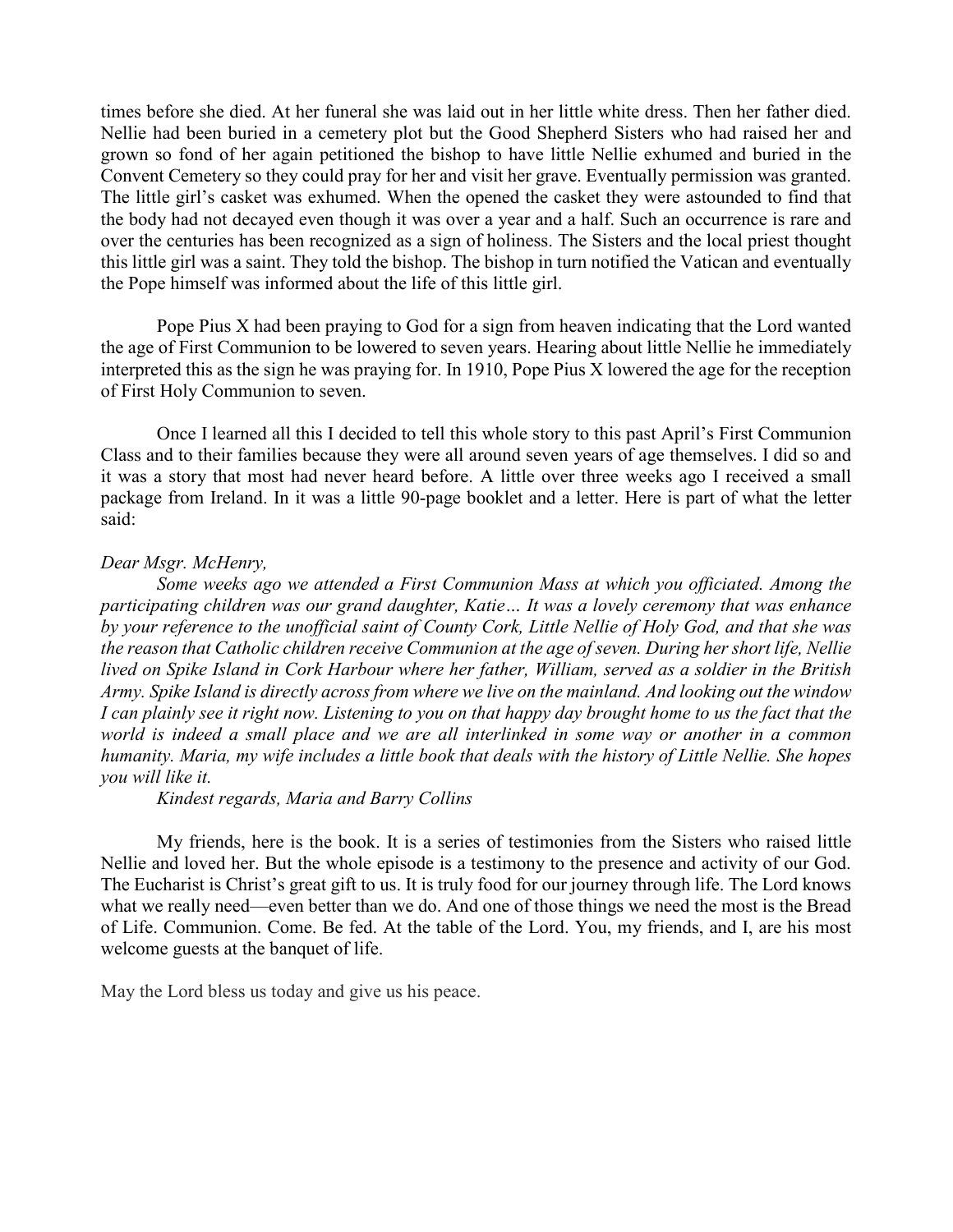times before she died. At her funeral she was laid out in her little white dress. Then her father died. Nellie had been buried in a cemetery plot but the Good Shepherd Sisters who had raised her and grown so fond of her again petitioned the bishop to have little Nellie exhumed and buried in the Convent Cemetery so they could pray for her and visit her grave. Eventually permission was granted. The little girl's casket was exhumed. When the opened the casket they were astounded to find that the body had not decayed even though it was over a year and a half. Such an occurrence is rare and over the centuries has been recognized as a sign of holiness. The Sisters and the local priest thought this little girl was a saint. They told the bishop. The bishop in turn notified the Vatican and eventually the Pope himself was informed about the life of this little girl.

Pope Pius X had been praying to God for a sign from heaven indicating that the Lord wanted the age of First Communion to be lowered to seven years. Hearing about little Nellie he immediately interpreted this as the sign he was praying for. In 1910, Pope Pius X lowered the age for the reception of First Holy Communion to seven.

Once I learned all this I decided to tell this whole story to this past April's First Communion Class and to their families because they were all around seven years of age themselves. I did so and it was a story that most had never heard before. A little over three weeks ago I received a small package from Ireland. In it was a little 90-page booklet and a letter. Here is part of what the letter said:

*Dear Msgr. McHenry,*

*Some weeks ago we attended a First Communion Mass at which you officiated. Among the participating children was our grand daughter, Katie… It was a lovely ceremony that was enhance by your reference to the unofficial saint of County Cork, Little Nellie of Holy God, and that she was the reason that Catholic children receive Communion at the age of seven. During her short life, Nellie lived on Spike Island in Cork Harbour where her father, William, served as a soldier in the British Army. Spike Island is directly across from where we live on the mainland. And looking out the window I can plainly see it right now. Listening to you on that happy day brought home to us the fact that the world is indeed a small place and we are all interlinked in some way or another in a common humanity. Maria, my wife includes a little book that deals with the history of Little Nellie. She hopes you will like it.*

*Kindest regards, Maria and Barry Collins*

My friends, here is the book. It is a series of testimonies from the Sisters who raised little Nellie and loved her. But the whole episode is a testimony to the presence and activity of our God. The Eucharist is Christ's great gift to us. It is truly food for our journey through life. The Lord knows what we really need—even better than we do. And one of those things we need the most is the Bread of Life. Communion. Come. Be fed. At the table of the Lord. You, my friends, and I, are his most welcome guests at the banquet of life.

May the Lord bless us today and give us his peace.